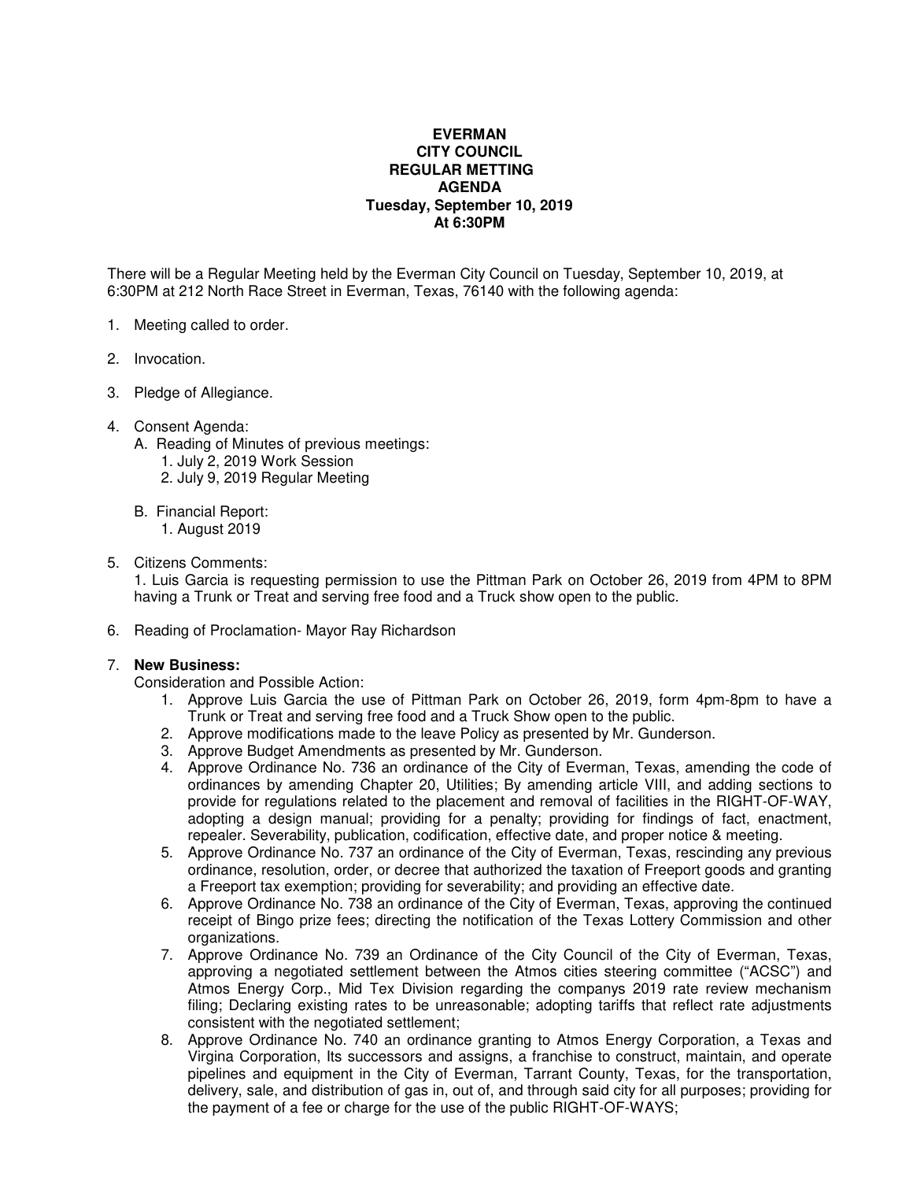**EVERMAN**
**CITY COUNCIL**
**REGULAR METTING**
**AGENDA**
**Tuesday, September 10, 2019**
**At 6:30PM**

There will be a Regular Meeting held by the Everman City Council on Tuesday, September 10, 2019, at 6:30PM at 212 North Race Street in Everman, Texas, 76140 with the following agenda:

1. Meeting called to order.

2. Invocation.

3. Pledge of Allegiance.

4. Consent Agenda:
   A. Reading of Minutes of previous meetings:
      1. July 2, 2019 Work Session
      2. July 9, 2019 Regular Meeting

   B. Financial Report:
      1. August 2019

5. Citizens Comments:
   1. Luis Garcia is requesting permission to use the Pittman Park on October 26, 2019 from 4PM to 8PM having a Trunk or Treat and serving free food and a Truck show open to the public.

6. Reading of Proclamation- Mayor Ray Richardson

7. **New Business:**
   Consideration and Possible Action:
   1. Approve Luis Garcia the use of Pittman Park on October 26, 2019, form 4pm-8pm to have a Trunk or Treat and serving free food and a Truck Show open to the public.
   2. Approve modifications made to the leave Policy as presented by Mr. Gunderson.
   3. Approve Budget Amendments as presented by Mr. Gunderson.
   4. Approve Ordinance No. 736 an ordinance of the City of Everman, Texas, amending the code of ordinances by amending Chapter 20, Utilities; By amending article VIII, and adding sections to provide for regulations related to the placement and removal of facilities in the RIGHT-OF-WAY, adopting a design manual; providing for a penalty; providing for findings of fact, enactment, repealer. Severability, publication, codification, effective date, and proper notice & meeting.
   5. Approve Ordinance No. 737 an ordinance of the City of Everman, Texas, rescinding any previous ordinance, resolution, order, or decree that authorized the taxation of Freeport goods and granting a Freeport tax exemption; providing for severability; and providing an effective date.
   6. Approve Ordinance No. 738 an ordinance of the City of Everman, Texas, approving the continued receipt of Bingo prize fees; directing the notification of the Texas Lottery Commission and other organizations.
   7. Approve Ordinance No. 739 an Ordinance of the City Council of the City of Everman, Texas, approving a negotiated settlement between the Atmos cities steering committee ("ACSC") and Atmos Energy Corp., Mid Tex Division regarding the companys 2019 rate review mechanism filing; Declaring existing rates to be unreasonable; adopting tariffs that reflect rate adjustments consistent with the negotiated settlement;
   8. Approve Ordinance No. 740 an ordinance granting to Atmos Energy Corporation, a Texas and Virgina Corporation, Its successors and assigns, a franchise to construct, maintain, and operate pipelines and equipment in the City of Everman, Tarrant County, Texas, for the transportation, delivery, sale, and distribution of gas in, out of, and through said city for all purposes; providing for the payment of a fee or charge for the use of the public RIGHT-OF-WAYS;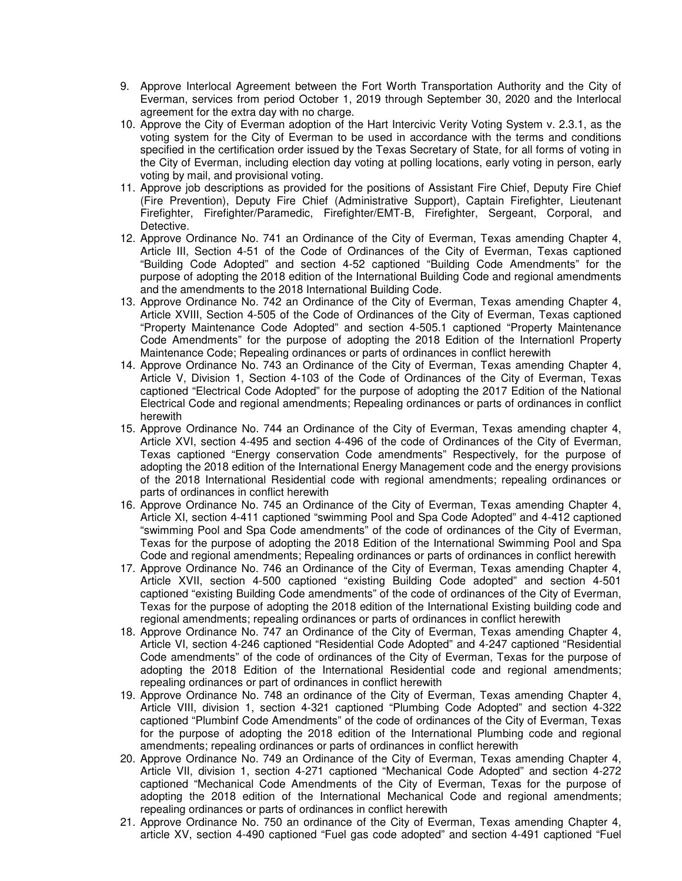9. Approve Interlocal Agreement between the Fort Worth Transportation Authority and the City of Everman, services from period October 1, 2019 through September 30, 2020 and the Interlocal agreement for the extra day with no charge.
10. Approve the City of Everman adoption of the Hart Intercivic Verity Voting System v. 2.3.1, as the voting system for the City of Everman to be used in accordance with the terms and conditions specified in the certification order issued by the Texas Secretary of State, for all forms of voting in the City of Everman, including election day voting at polling locations, early voting in person, early voting by mail, and provisional voting.
11. Approve job descriptions as provided for the positions of Assistant Fire Chief, Deputy Fire Chief (Fire Prevention), Deputy Fire Chief (Administrative Support), Captain Firefighter, Lieutenant Firefighter, Firefighter/Paramedic, Firefighter/EMT-B, Firefighter, Sergeant, Corporal, and Detective.
12. Approve Ordinance No. 741 an Ordinance of the City of Everman, Texas amending Chapter 4, Article III, Section 4-51 of the Code of Ordinances of the City of Everman, Texas captioned "Building Code Adopted" and section 4-52 captioned "Building Code Amendments" for the purpose of adopting the 2018 edition of the International Building Code and regional amendments and the amendments to the 2018 International Building Code.
13. Approve Ordinance No. 742 an Ordinance of the City of Everman, Texas amending Chapter 4, Article XVIII, Section 4-505 of the Code of Ordinances of the City of Everman, Texas captioned "Property Maintenance Code Adopted" and section 4-505.1 captioned "Property Maintenance Code Amendments" for the purpose of adopting the 2018 Edition of the Internationl Property Maintenance Code; Repealing ordinances or parts of ordinances in conflict herewith
14. Approve Ordinance No. 743 an Ordinance of the City of Everman, Texas amending Chapter 4, Article V, Division 1, Section 4-103 of the Code of Ordinances of the City of Everman, Texas captioned "Electrical Code Adopted" for the purpose of adopting the 2017 Edition of the National Electrical Code and regional amendments; Repealing ordinances or parts of ordinances in conflict herewith
15. Approve Ordinance No. 744 an Ordinance of the City of Everman, Texas amending chapter 4, Article XVI, section 4-495 and section 4-496 of the code of Ordinances of the City of Everman, Texas captioned "Energy conservation Code amendments" Respectively, for the purpose of adopting the 2018 edition of the International Energy Management code and the energy provisions of the 2018 International Residential code with regional amendments; repealing ordinances or parts of ordinances in conflict herewith
16. Approve Ordinance No. 745 an Ordinance of the City of Everman, Texas amending Chapter 4, Article XI, section 4-411 captioned "swimming Pool and Spa Code Adopted" and 4-412 captioned "swimming Pool and Spa Code amendments" of the code of ordinances of the City of Everman, Texas for the purpose of adopting the 2018 Edition of the International Swimming Pool and Spa Code and regional amendments; Repealing ordinances or parts of ordinances in conflict herewith
17. Approve Ordinance No. 746 an Ordinance of the City of Everman, Texas amending Chapter 4, Article XVII, section 4-500 captioned "existing Building Code adopted" and section 4-501 captioned "existing Building Code amendments" of the code of ordinances of the City of Everman, Texas for the purpose of adopting the 2018 edition of the International Existing building code and regional amendments; repealing ordinances or parts of ordinances in conflict herewith
18. Approve Ordinance No. 747 an Ordinance of the City of Everman, Texas amending Chapter 4, Article VI, section 4-246 captioned "Residential Code Adopted" and 4-247 captioned "Residential Code amendments" of the code of ordinances of the City of Everman, Texas for the purpose of adopting the 2018 Edition of the International Residential code and regional amendments; repealing ordinances or part of ordinances in conflict herewith
19. Approve Ordinance No. 748 an ordinance of the City of Everman, Texas amending Chapter 4, Article VIII, division 1, section 4-321 captioned "Plumbing Code Adopted" and section 4-322 captioned "Plumbinf Code Amendments" of the code of ordinances of the City of Everman, Texas for the purpose of adopting the 2018 edition of the International Plumbing code and regional amendments; repealing ordinances or parts of ordinances in conflict herewith
20. Approve Ordinance No. 749 an Ordinance of the City of Everman, Texas amending Chapter 4, Article VII, division 1, section 4-271 captioned "Mechanical Code Adopted" and section 4-272 captioned "Mechanical Code Amendments of the City of Everman, Texas for the purpose of adopting the 2018 edition of the International Mechanical Code and regional amendments; repealing ordinances or parts of ordinances in conflict herewith
21. Approve Ordinance No. 750 an ordinance of the City of Everman, Texas amending Chapter 4, article XV, section 4-490 captioned "Fuel gas code adopted" and section 4-491 captioned "Fuel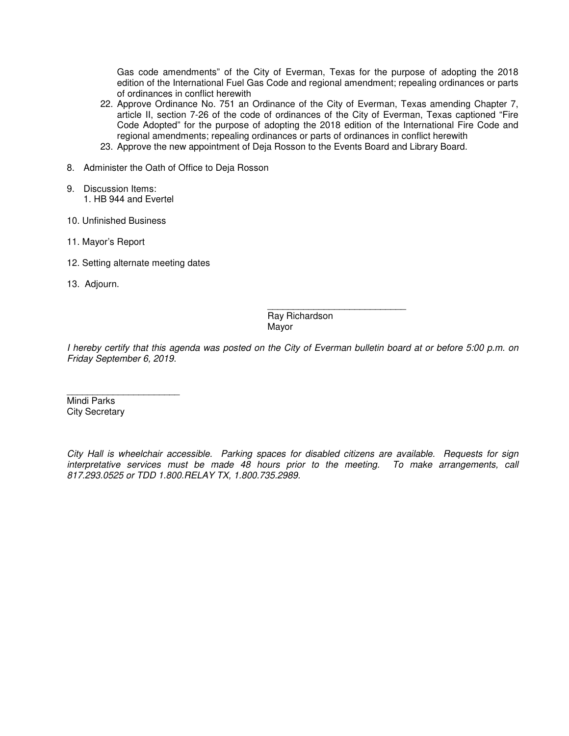Gas code amendments" of the City of Everman, Texas for the purpose of adopting the 2018 edition of the International Fuel Gas Code and regional amendment; repealing ordinances or parts of ordinances in conflict herewith

22. Approve Ordinance No. 751 an Ordinance of the City of Everman, Texas amending Chapter 7, article II, section 7-26 of the code of ordinances of the City of Everman, Texas captioned "Fire Code Adopted" for the purpose of adopting the 2018 edition of the International Fire Code and regional amendments; repealing ordinances or parts of ordinances in conflict herewith
23. Approve the new appointment of Deja Rosson to the Events Board and Library Board.

8. Administer the Oath of Office to Deja Rosson

9. Discussion Items:
   1. HB 944 and Evertel

10. Unfinished Business

11. Mayor's Report

12. Setting alternate meeting dates

13. Adjourn.

\_\_\_\_\_\_\_\_\_\_\_\_\_\_\_\_\_\_\_\_\_\_\_\_\_\_\_\_
Ray Richardson
Mayor

*I hereby certify that this agenda was posted on the City of Everman bulletin board at or before 5:00 p.m. on Friday September 6, 2019.*

\_\_\_\_\_\_\_\_\_\_\_\_\_\_\_\_\_\_\_\_\_\_\_
Mindi Parks
City Secretary

*City Hall is wheelchair accessible. Parking spaces for disabled citizens are available. Requests for sign interpretative services must be made 48 hours prior to the meeting. To make arrangements, call 817.293.0525 or TDD 1.800.RELAY TX, 1.800.735.2989.*